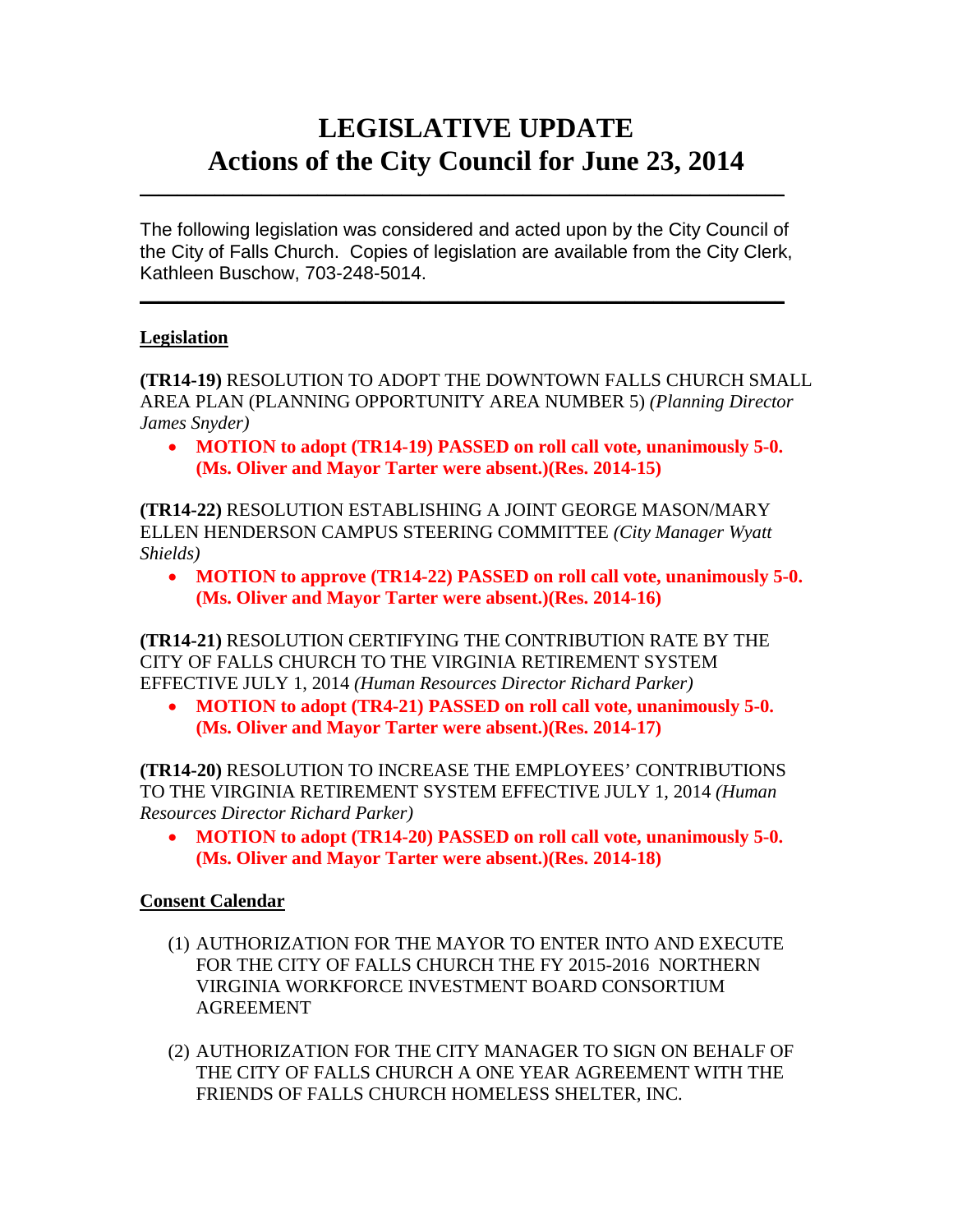# LEGISLATIVE UPDATE
# Actions of the City Council for June 23, 2014

---

The following legislation was considered and acted upon by the City Council of the City of Falls Church. Copies of legislation are available from the City Clerk, Kathleen Buschow, 703-248-5014.

---

## Legislation

**(TR14-19)** RESOLUTION TO ADOPT THE DOWNTOWN FALLS CHURCH SMALL AREA PLAN (PLANNING OPPORTUNITY AREA NUMBER 5) *(Planning Director James Snyder)*

- **MOTION to adopt (TR14-19) PASSED on roll call vote, unanimously 5-0. (Ms. Oliver and Mayor Tarter were absent.)(Res. 2014-15)**

**(TR14-22)** RESOLUTION ESTABLISHING A JOINT GEORGE MASON/MARY ELLEN HENDERSON CAMPUS STEERING COMMITTEE *(City Manager Wyatt Shields)*

- **MOTION to approve (TR14-22) PASSED on roll call vote, unanimously 5-0. (Ms. Oliver and Mayor Tarter were absent.)(Res. 2014-16)**

**(TR14-21)** RESOLUTION CERTIFYING THE CONTRIBUTION RATE BY THE CITY OF FALLS CHURCH TO THE VIRGINIA RETIREMENT SYSTEM EFFECTIVE JULY 1, 2014 *(Human Resources Director Richard Parker)*

- **MOTION to adopt (TR4-21) PASSED on roll call vote, unanimously 5-0. (Ms. Oliver and Mayor Tarter were absent.)(Res. 2014-17)**

**(TR14-20)** RESOLUTION TO INCREASE THE EMPLOYEES' CONTRIBUTIONS TO THE VIRGINIA RETIREMENT SYSTEM EFFECTIVE JULY 1, 2014 *(Human Resources Director Richard Parker)*

- **MOTION to adopt (TR14-20) PASSED on roll call vote, unanimously 5-0. (Ms. Oliver and Mayor Tarter were absent.)(Res. 2014-18)**

## Consent Calendar

(1) AUTHORIZATION FOR THE MAYOR TO ENTER INTO AND EXECUTE FOR THE CITY OF FALLS CHURCH THE FY 2015-2016 NORTHERN VIRGINIA WORKFORCE INVESTMENT BOARD CONSORTIUM AGREEMENT

(2) AUTHORIZATION FOR THE CITY MANAGER TO SIGN ON BEHALF OF THE CITY OF FALLS CHURCH A ONE YEAR AGREEMENT WITH THE FRIENDS OF FALLS CHURCH HOMELESS SHELTER, INC.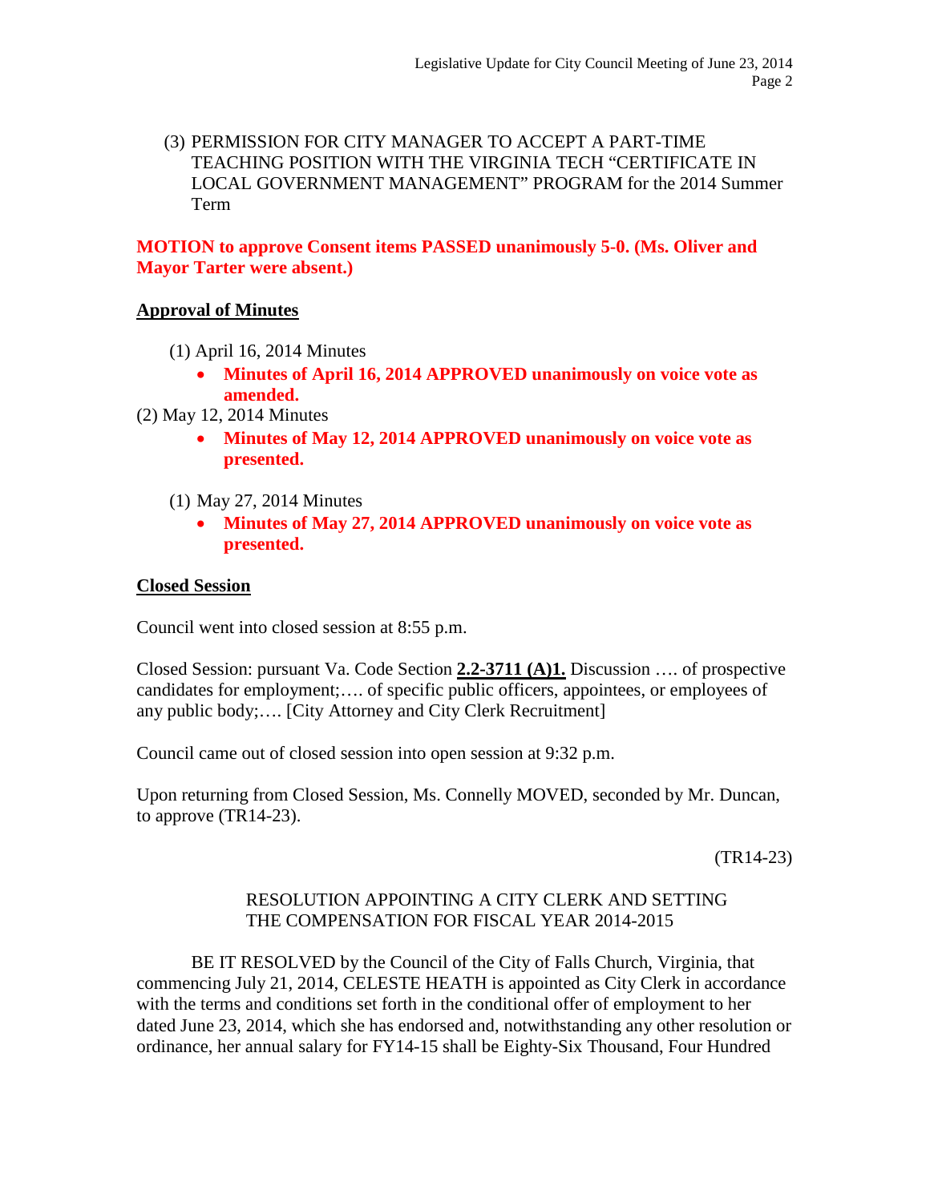(3) PERMISSION FOR CITY MANAGER TO ACCEPT A PART-TIME TEACHING POSITION WITH THE VIRGINIA TECH "CERTIFICATE IN LOCAL GOVERNMENT MANAGEMENT" PROGRAM for the 2014 Summer Term

**MOTION to approve Consent items PASSED unanimously 5-0. (Ms. Oliver and Mayor Tarter were absent.)**

**Approval of Minutes**

(1) April 16, 2014 Minutes

- **Minutes of April 16, 2014 APPROVED unanimously on voice vote as amended.**

(2) May 12, 2014 Minutes

- **Minutes of May 12, 2014 APPROVED unanimously on voice vote as presented.**

(1) May 27, 2014 Minutes

- **Minutes of May 27, 2014 APPROVED unanimously on voice vote as presented.**

**Closed Session**

Council went into closed session at 8:55 p.m.

Closed Session: pursuant Va. Code Section **2.2-3711 (A)1.** Discussion …. of prospective candidates for employment;…. of specific public officers, appointees, or employees of any public body;…. [City Attorney and City Clerk Recruitment]

Council came out of closed session into open session at 9:32 p.m.

Upon returning from Closed Session, Ms. Connelly MOVED, seconded by Mr. Duncan, to approve (TR14-23).

(TR14-23)

RESOLUTION APPOINTING A CITY CLERK AND SETTING THE COMPENSATION FOR FISCAL YEAR 2014-2015

BE IT RESOLVED by the Council of the City of Falls Church, Virginia, that commencing July 21, 2014, CELESTE HEATH is appointed as City Clerk in accordance with the terms and conditions set forth in the conditional offer of employment to her dated June 23, 2014, which she has endorsed and, notwithstanding any other resolution or ordinance, her annual salary for FY14-15 shall be Eighty-Six Thousand, Four Hundred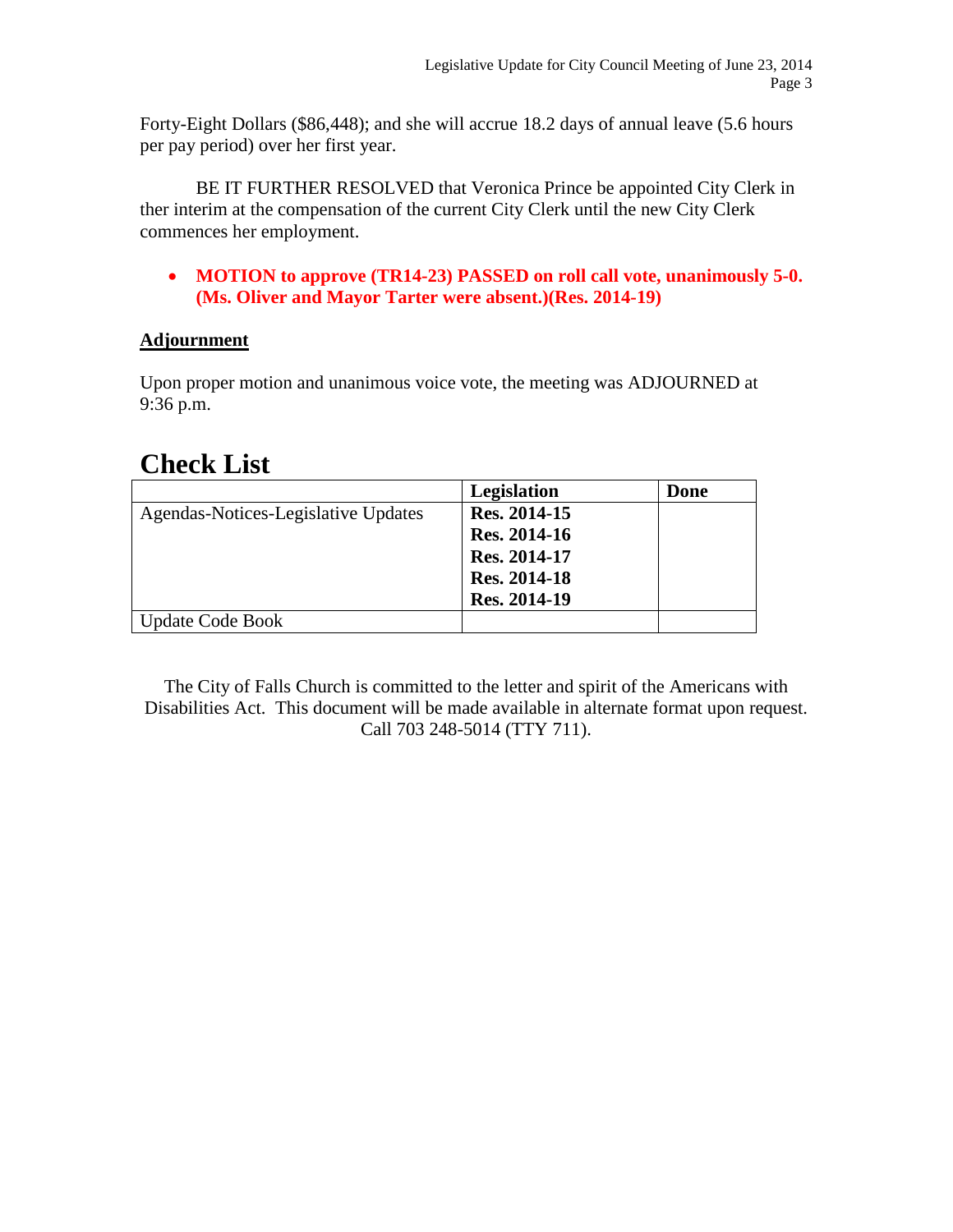Forty-Eight Dollars ($86,448); and she will accrue 18.2 days of annual leave (5.6 hours per pay period) over her first year.

BE IT FURTHER RESOLVED that Veronica Prince be appointed City Clerk in ther interim at the compensation of the current City Clerk until the new City Clerk commences her employment.

- **MOTION to approve (TR14-23) PASSED on roll call vote, unanimously 5-0. (Ms. Oliver and Mayor Tarter were absent.)(Res. 2014-19)**

**Adjournment**

Upon proper motion and unanimous voice vote, the meeting was ADJOURNED at 9:36 p.m.

# Check List

| | Legislation | Done |
|---|---|---|
| Agendas-Notices-Legislative Updates | **Res. 2014-15**<br>**Res. 2014-16**<br>**Res. 2014-17**<br>**Res. 2014-18**<br>**Res. 2014-19** | |
| Update Code Book | | |

The City of Falls Church is committed to the letter and spirit of the Americans with Disabilities Act. This document will be made available in alternate format upon request. Call 703 248-5014 (TTY 711).